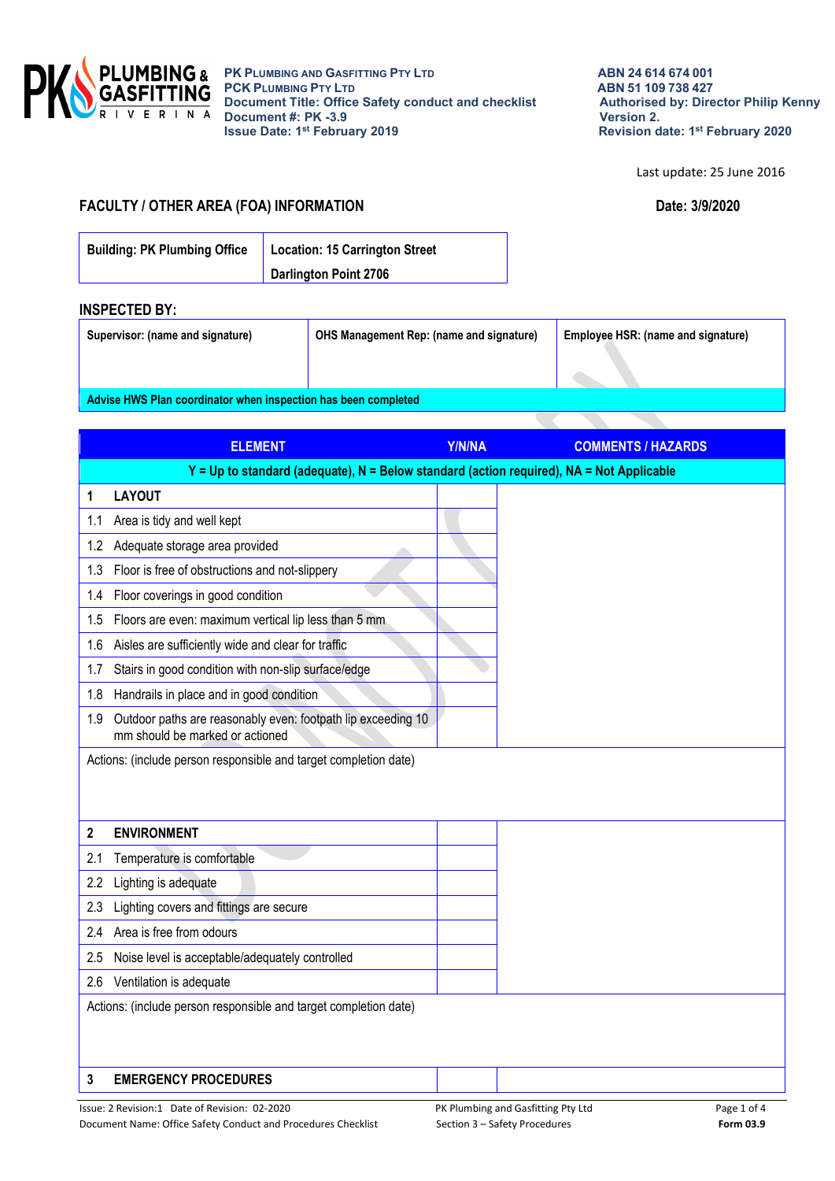**PK Plumbing and Gasfitting Pty Ltd**
**PCK Plumbing Pty Ltd**
**Document Title: Office Safety conduct and checklist**
**Document #: PK -3.9**
**Issue Date: 1st February 2019**

**ABN 24 614 674 001**
**ABN 51 109 738 427**
**Authorised by: Director Philip Kenny**
**Version 2.**
**Revision date: 1st February 2020**

Last update: 25 June 2016

## FACULTY / OTHER AREA (FOA) INFORMATION

**Date: 3/9/2020**

| Building: PK Plumbing Office | Location: 15 Carrington Street Darlington Point 2706 |
|---|---|

## INSPECTED BY:

| Supervisor: (name and signature) | OHS Management Rep: (name and signature) | Employee HSR: (name and signature) |
|---|---|---|
| | | |
| Advise HWS Plan coordinator when inspection has been completed | | |

| ELEMENT | Y/N/NA | COMMENTS / HAZARDS |
|---|---|---|
| Y = Up to standard (adequate), N = Below standard (action required), NA = Not Applicable | | |
| **1 LAYOUT** | | |
| 1.1 Area is tidy and well kept | | |
| 1.2 Adequate storage area provided | | |
| 1.3 Floor is free of obstructions and not-slippery | | |
| 1.4 Floor coverings in good condition | | |
| 1.5 Floors are even: maximum vertical lip less than 5 mm | | |
| 1.6 Aisles are sufficiently wide and clear for traffic | | |
| 1.7 Stairs in good condition with non-slip surface/edge | | |
| 1.8 Handrails in place and in good condition | | |
| 1.9 Outdoor paths are reasonably even: footpath lip exceeding 10 mm should be marked or actioned | | |
| Actions: (include person responsible and target completion date) | | |
| **2 ENVIRONMENT** | | |
| 2.1 Temperature is comfortable | | |
| 2.2 Lighting is adequate | | |
| 2.3 Lighting covers and fittings are secure | | |
| 2.4 Area is free from odours | | |
| 2.5 Noise level is acceptable/adequately controlled | | |
| 2.6 Ventilation is adequate | | |
| Actions: (include person responsible and target completion date) | | |
| **3 EMERGENCY PROCEDURES** | | |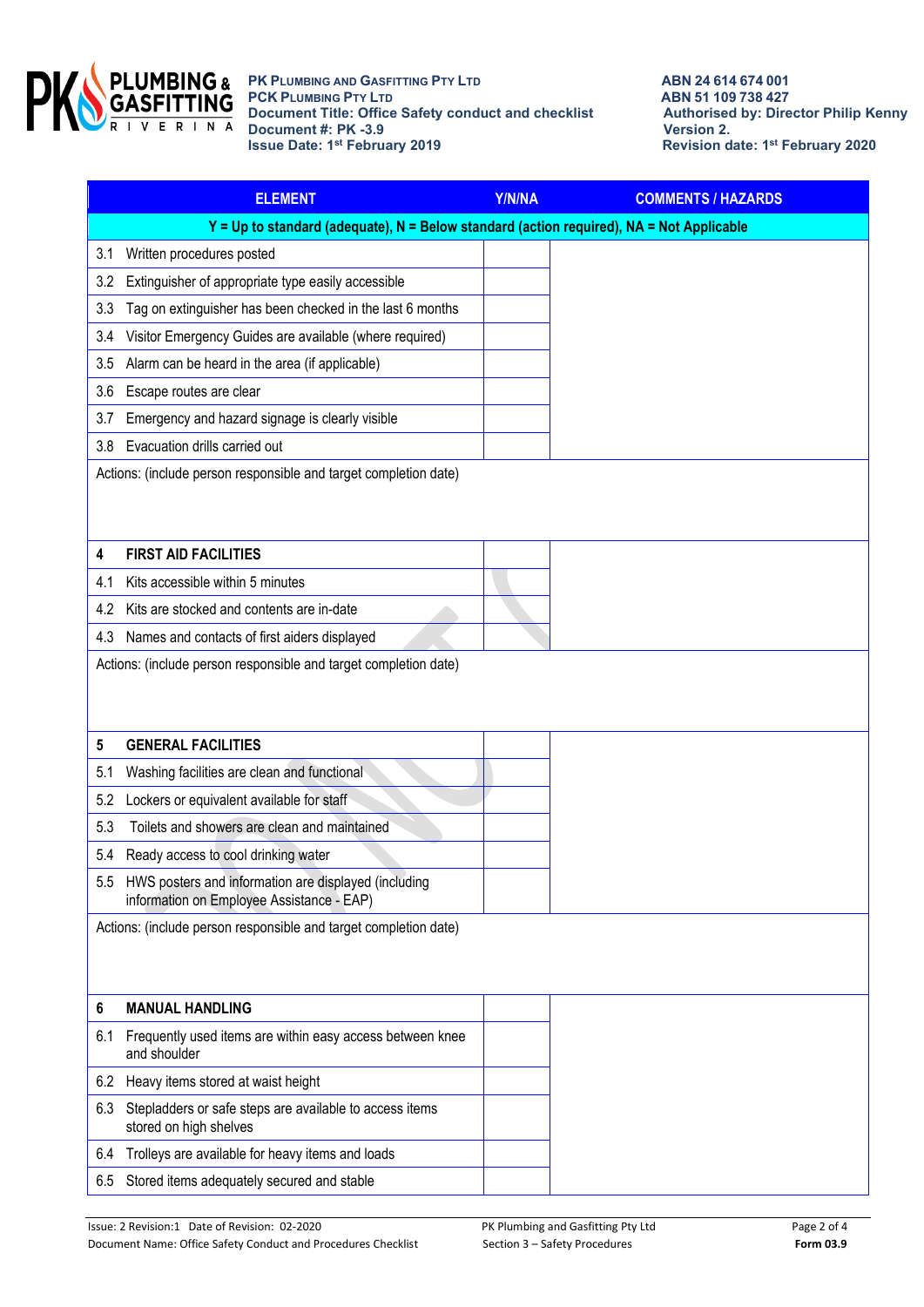PK PLUMBING AND GASFITTING PTY LTD
PCK PLUMBING PTY LTD
Document Title: Office Safety conduct and checklist
Document #: PK -3.9
Issue Date: 1st February 2019

ABN 24 614 674 001
ABN 51 109 738 427
Authorised by: Director Philip Kenny
Version 2.
Revision date: 1st February 2020

| ELEMENT | Y/N/NA | COMMENTS / HAZARDS |
|---|---|---|
| **Y = Up to standard (adequate), N = Below standard (action required), NA = Not Applicable** | | |
| 3.1 Written procedures posted | | |
| 3.2 Extinguisher of appropriate type easily accessible | | |
| 3.3 Tag on extinguisher has been checked in the last 6 months | | |
| 3.4 Visitor Emergency Guides are available (where required) | | |
| 3.5 Alarm can be heard in the area (if applicable) | | |
| 3.6 Escape routes are clear | | |
| 3.7 Emergency and hazard signage is clearly visible | | |
| 3.8 Evacuation drills carried out | | |
| Actions: (include person responsible and target completion date) | | |
| **4 FIRST AID FACILITIES** | | |
| 4.1 Kits accessible within 5 minutes | | |
| 4.2 Kits are stocked and contents are in-date | | |
| 4.3 Names and contacts of first aiders displayed | | |
| Actions: (include person responsible and target completion date) | | |
| **5 GENERAL FACILITIES** | | |
| 5.1 Washing facilities are clean and functional | | |
| 5.2 Lockers or equivalent available for staff | | |
| 5.3 Toilets and showers are clean and maintained | | |
| 5.4 Ready access to cool drinking water | | |
| 5.5 HWS posters and information are displayed (including information on Employee Assistance - EAP) | | |
| Actions: (include person responsible and target completion date) | | |
| **6 MANUAL HANDLING** | | |
| 6.1 Frequently used items are within easy access between knee and shoulder | | |
| 6.2 Heavy items stored at waist height | | |
| 6.3 Stepladders or safe steps are available to access items stored on high shelves | | |
| 6.4 Trolleys are available for heavy items and loads | | |
| 6.5 Stored items adequately secured and stable | | |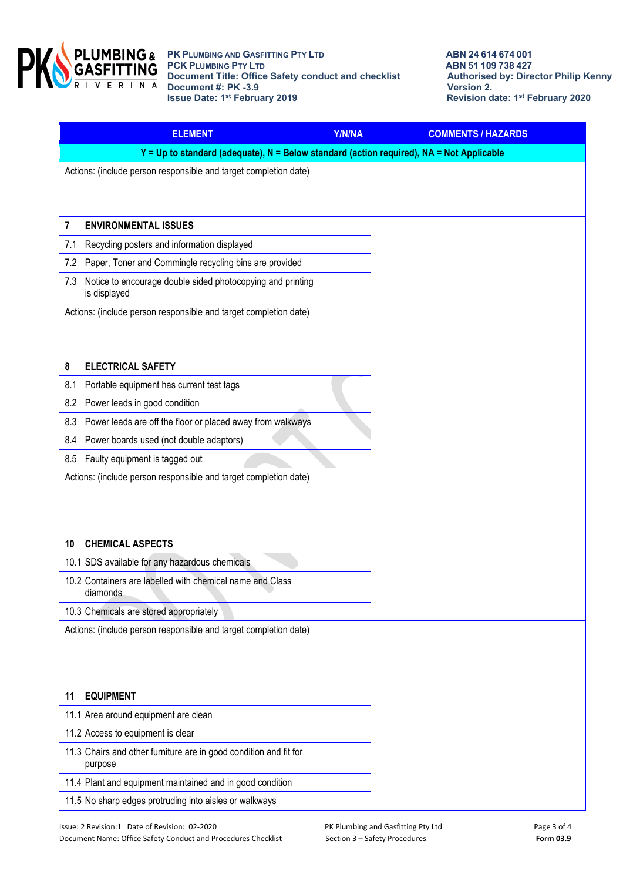| ELEMENT | Y/N/NA | COMMENTS / HAZARDS |
|---|---|---|
| Y = Up to standard (adequate), N = Below standard (action required), NA = Not Applicable | | |
| Actions: (include person responsible and target completion date) | | |
| **7 ENVIRONMENTAL ISSUES** | | |
| 7.1 Recycling posters and information displayed | | |
| 7.2 Paper, Toner and Commingle recycling bins are provided | | |
| 7.3 Notice to encourage double sided photocopying and printing is displayed | | |
| Actions: (include person responsible and target completion date) | | |
| **8 ELECTRICAL SAFETY** | | |
| 8.1 Portable equipment has current test tags | | |
| 8.2 Power leads in good condition | | |
| 8.3 Power leads are off the floor or placed away from walkways | | |
| 8.4 Power boards used (not double adaptors) | | |
| 8.5 Faulty equipment is tagged out | | |
| Actions: (include person responsible and target completion date) | | |
| **10 CHEMICAL ASPECTS** | | |
| 10.1 SDS available for any hazardous chemicals | | |
| 10.2 Containers are labelled with chemical name and Class diamonds | | |
| 10.3 Chemicals are stored appropriately | | |
| Actions: (include person responsible and target completion date) | | |
| **11 EQUIPMENT** | | |
| 11.1 Area around equipment are clean | | |
| 11.2 Access to equipment is clear | | |
| 11.3 Chairs and other furniture are in good condition and fit for purpose | | |
| 11.4 Plant and equipment maintained and in good condition | | |
| 11.5 No sharp edges protruding into aisles or walkways | | |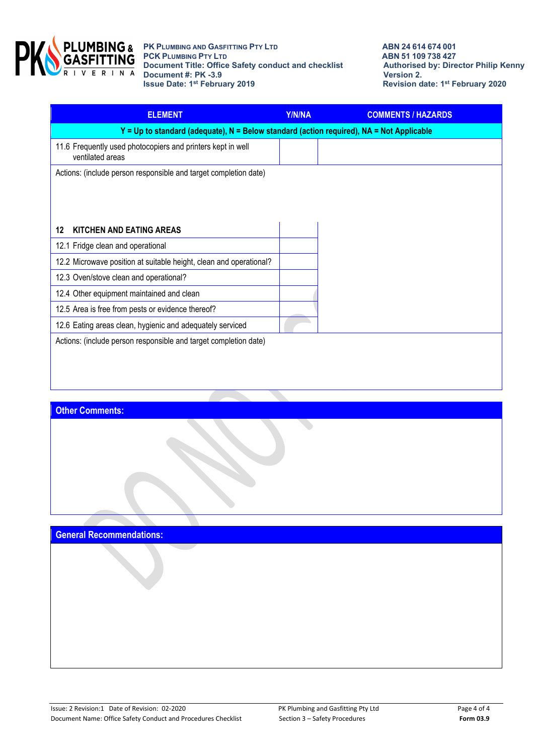| ELEMENT | Y/N/NA | COMMENTS / HAZARDS |
|---|---|---|
| Y = Up to standard (adequate), N = Below standard (action required), NA = Not Applicable | | |
| 11.6 Frequently used photocopiers and printers kept in well ventilated areas | | |
| Actions: (include person responsible and target completion date) | | |
| **12 KITCHEN AND EATING AREAS** | | |
| 12.1 Fridge clean and operational | | |
| 12.2 Microwave position at suitable height, clean and operational? | | |
| 12.3 Oven/stove clean and operational? | | |
| 12.4 Other equipment maintained and clean | | |
| 12.5 Area is free from pests or evidence thereof? | | |
| 12.6 Eating areas clean, hygienic and adequately serviced | | |
| Actions: (include person responsible and target completion date) | | |

## Other Comments:

## General Recommendations: